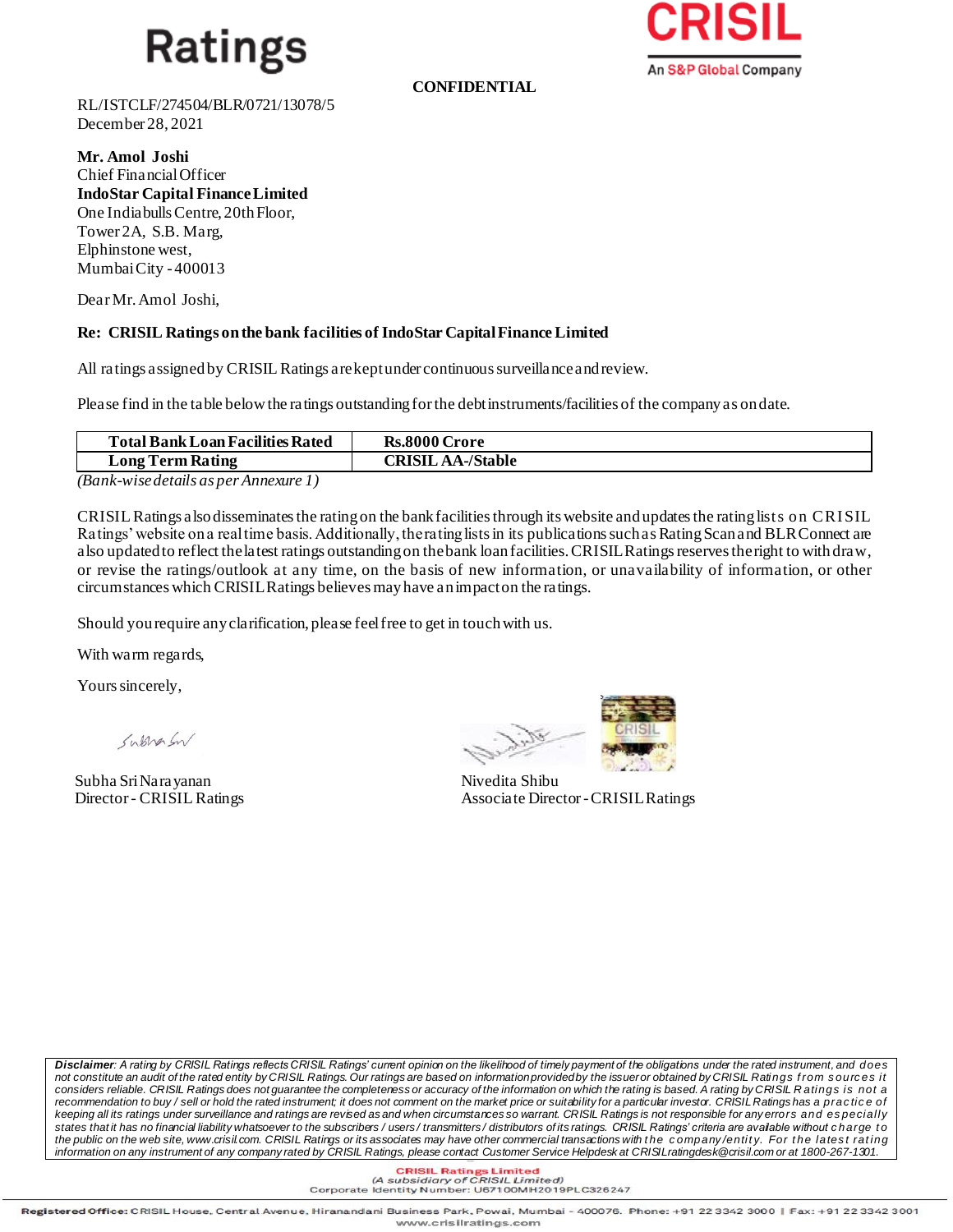Ratings

**CRISIL**
An S&P Global Company

**CONFIDENTIAL**

RL/ISTCLF/274504/BLR/0721/13078/5
December 28, 2021

**Mr. Amol Joshi**
Chief Financial Officer
**IndoStar Capital Finance Limited**
One Indiabulls Centre, 20th Floor,
Tower 2A, S.B. Marg,
Elphinstone west,
Mumbai City - 400013

Dear Mr. Amol Joshi,

**Re: CRISIL Ratings on the bank facilities of IndoStar Capital Finance Limited**

All ratings assigned by CRISIL Ratings are kept under continuous surveillance and review.

Please find in the table below the ratings outstanding for the debt instruments/facilities of the company as on date.

| **Total Bank Loan Facilities Rated** | **Rs.8000 Crore** |
|---|---|
| **Long Term Rating** | **CRISIL AA-/Stable** |

*(Bank-wise details as per Annexure 1)*

CRISIL Ratings also disseminates the rating on the bank facilities through its website and updates the rating lists on CRISIL Ratings' website on a real time basis. Additionally, the rating lists in its publications such as Rating Scan and BLR Connect are also updated to reflect the latest ratings outstanding on the bank loan facilities. CRISIL Ratings reserves the right to withdraw, or revise the ratings/outlook at any time, on the basis of new information, or unavailability of information, or other circumstances which CRISIL Ratings believes may have an impact on the ratings.

Should you require any clarification, please feel free to get in touch with us.

With warm regards,

Yours sincerely,

Subha Sri Narayanan
Director - CRISIL Ratings

Nivedita Shibu
Associate Director - CRISIL Ratings

*__Disclaimer__: A rating by CRISIL Ratings reflects CRISIL Ratings' current opinion on the likelihood of timely payment of the obligations under the rated instrument, and does not constitute an audit of the rated entity by CRISIL Ratings. Our ratings are based on information provided by the issuer or obtained by CRISIL Ratings from sources it considers reliable. CRISIL Ratings does not guarantee the completeness or accuracy of the information on which the rating is based. A rating by CRISIL Ratings is not a recommendation to buy / sell or hold the rated instrument; it does not comment on the market price or suitability for a particular investor. CRISIL Ratings has a practice of keeping all its ratings under surveillance and ratings are revised as and when circumstances so warrant. CRISIL Ratings is not responsible for any errors and especially states that it has no financial liability whatsoever to the subscribers / users / transmitters / distributors of its ratings. CRISIL Ratings' criteria are available without charge to the public on the web site, www.crisil.com. CRISIL Ratings or its associates may have other commercial transactions with the company/entity. For the latest rating information on any instrument of any company rated by CRISIL Ratings, please contact Customer Service Helpdesk at CRISILratingdesk@crisil.com or at 1800-267-1301.*

**CRISIL Ratings Limited**
*(A subsidiary of CRISIL Limited)*
Corporate Identity Number: U67100MH2019PLC326247

**Registered Office:** CRISIL House, Central Avenue, Hiranandani Business Park, Powai, Mumbai - 400076. Phone: +91 22 3342 3000 | Fax: +91 22 3342 3001
www.crisilratings.com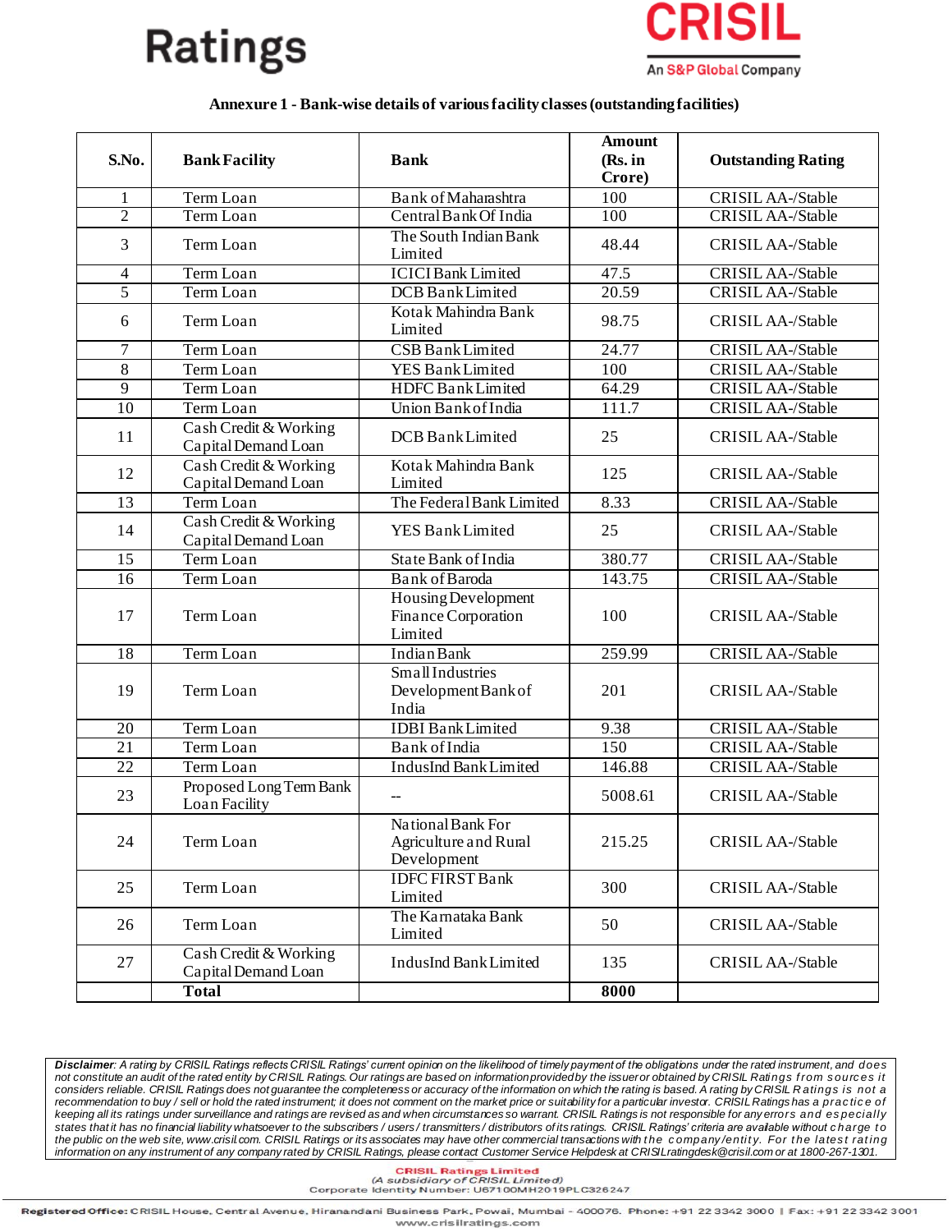# Annexure 1 - Bank-wise details of various facility classes (outstanding facilities)

| S.No. | Bank Facility | Bank | Amount (Rs. in Crore) | Outstanding Rating |
|---|---|---|---|---|
| 1 | Term Loan | Bank of Maharashtra | 100 | CRISIL AA-/Stable |
| 2 | Term Loan | Central Bank Of India | 100 | CRISIL AA-/Stable |
| 3 | Term Loan | The South Indian Bank Limited | 48.44 | CRISIL AA-/Stable |
| 4 | Term Loan | ICICI Bank Limited | 47.5 | CRISIL AA-/Stable |
| 5 | Term Loan | DCB Bank Limited | 20.59 | CRISIL AA-/Stable |
| 6 | Term Loan | Kotak Mahindra Bank Limited | 98.75 | CRISIL AA-/Stable |
| 7 | Term Loan | CSB Bank Limited | 24.77 | CRISIL AA-/Stable |
| 8 | Term Loan | YES Bank Limited | 100 | CRISIL AA-/Stable |
| 9 | Term Loan | HDFC Bank Limited | 64.29 | CRISIL AA-/Stable |
| 10 | Term Loan | Union Bank of India | 111.7 | CRISIL AA-/Stable |
| 11 | Cash Credit & Working Capital Demand Loan | DCB Bank Limited | 25 | CRISIL AA-/Stable |
| 12 | Cash Credit & Working Capital Demand Loan | Kotak Mahindra Bank Limited | 125 | CRISIL AA-/Stable |
| 13 | Term Loan | The Federal Bank Limited | 8.33 | CRISIL AA-/Stable |
| 14 | Cash Credit & Working Capital Demand Loan | YES Bank Limited | 25 | CRISIL AA-/Stable |
| 15 | Term Loan | State Bank of India | 380.77 | CRISIL AA-/Stable |
| 16 | Term Loan | Bank of Baroda | 143.75 | CRISIL AA-/Stable |
| 17 | Term Loan | Housing Development Finance Corporation Limited | 100 | CRISIL AA-/Stable |
| 18 | Term Loan | Indian Bank | 259.99 | CRISIL AA-/Stable |
| 19 | Term Loan | Small Industries Development Bank of India | 201 | CRISIL AA-/Stable |
| 20 | Term Loan | IDBI Bank Limited | 9.38 | CRISIL AA-/Stable |
| 21 | Term Loan | Bank of India | 150 | CRISIL AA-/Stable |
| 22 | Term Loan | IndusInd Bank Limited | 146.88 | CRISIL AA-/Stable |
| 23 | Proposed Long Term Bank Loan Facility | -- | 5008.61 | CRISIL AA-/Stable |
| 24 | Term Loan | National Bank For Agriculture and Rural Development | 215.25 | CRISIL AA-/Stable |
| 25 | Term Loan | IDFC FIRST Bank Limited | 300 | CRISIL AA-/Stable |
| 26 | Term Loan | The Karnataka Bank Limited | 50 | CRISIL AA-/Stable |
| 27 | Cash Credit & Working Capital Demand Loan | IndusInd Bank Limited | 135 | CRISIL AA-/Stable |
| | **Total** | | **8000** | |

*__Disclaimer__: A rating by CRISIL Ratings reflects CRISIL Ratings' current opinion on the likelihood of timely payment of the obligations under the rated instrument, and does not constitute an audit of the rated entity by CRISIL Ratings. Our ratings are based on information provided by the issuer or obtained by CRISIL Ratings from sources it considers reliable. CRISIL Ratings does not guarantee the completeness or accuracy of the information on which the rating is based. A rating by CRISIL Ratings is not a recommendation to buy / sell or hold the rated instrument; it does not comment on the market price or suitability for a particular investor. CRISIL Ratings has a practice of keeping all its ratings under surveillance and ratings are revised as and when circumstances so warrant. CRISIL Ratings is not responsible for any errors and especially states that it has no financial liability whatsoever to the subscribers / users / transmitters / distributors of its ratings. CRISIL Ratings' criteria are available without charge to the public on the web site, www.crisil.com. CRISIL Ratings or its associates may have other commercial transactions with the company/entity. For the latest rating information on any instrument of any company rated by CRISIL Ratings, please contact Customer Service Helpdesk at CRISILratingdesk@crisil.com or at 1800-267-1301.*

CRISIL Ratings Limited
(A subsidiary of CRISIL Limited)
Corporate Identity Number: U67100MH2019PLC326247

**Registered Office:** CRISIL House, Central Avenue, Hiranandani Business Park, Powai, Mumbai - 400076. Phone: +91 22 3342 3000 | Fax: +91 22 3342 3001
www.crisilratings.com